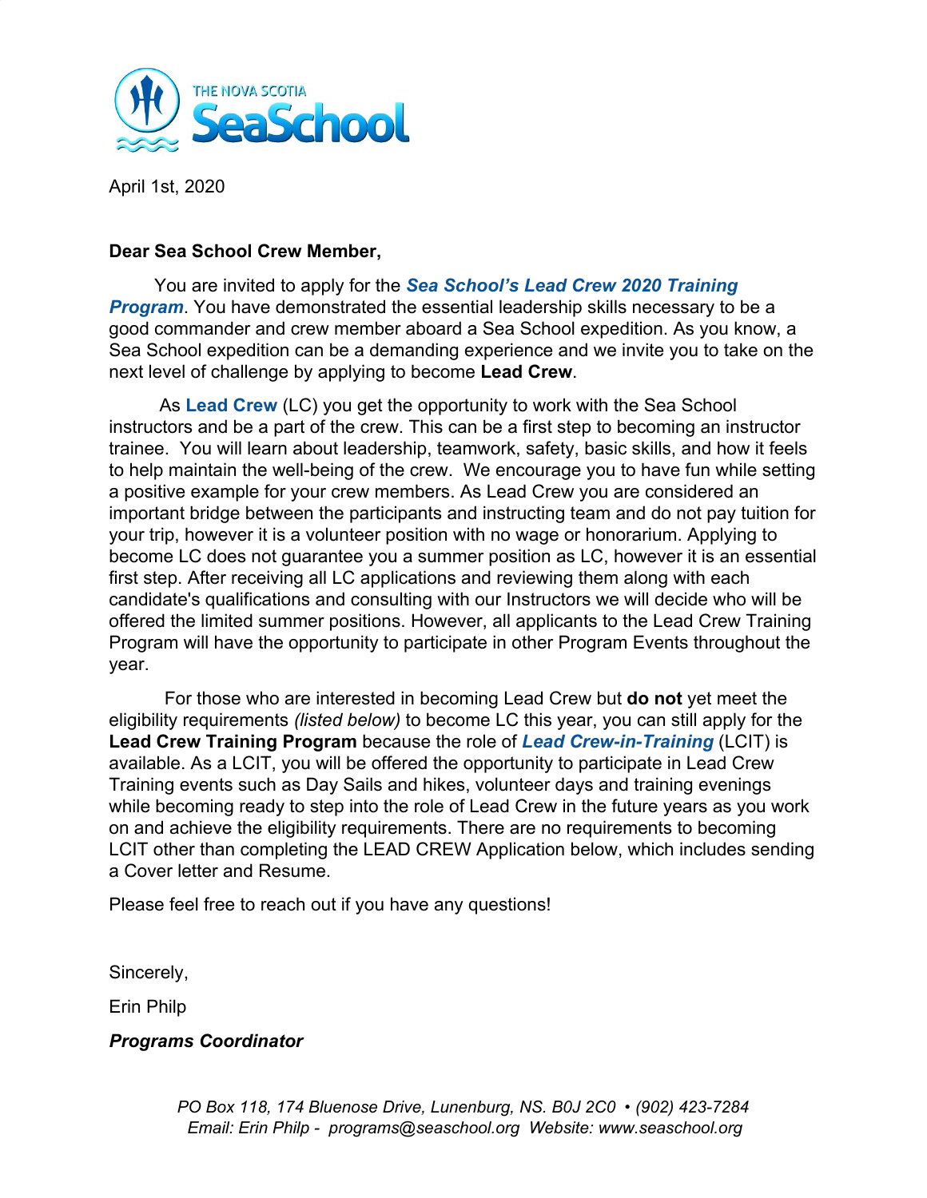THE NOVA SCOTIA SeaSchool

April 1st, 2020

**Dear Sea School Crew Member,**

You are invited to apply for the ***Sea School's Lead Crew 2020 Training Program***. You have demonstrated the essential leadership skills necessary to be a good commander and crew member aboard a Sea School expedition. As you know, a Sea School expedition can be a demanding experience and we invite you to take on the next level of challenge by applying to become **Lead Crew**.

As **Lead Crew** (LC) you get the opportunity to work with the Sea School instructors and be a part of the crew. This can be a first step to becoming an instructor trainee. You will learn about leadership, teamwork, safety, basic skills, and how it feels to help maintain the well-being of the crew. We encourage you to have fun while setting a positive example for your crew members. As Lead Crew you are considered an important bridge between the participants and instructing team and do not pay tuition for your trip, however it is a volunteer position with no wage or honorarium. Applying to become LC does not guarantee you a summer position as LC, however it is an essential first step. After receiving all LC applications and reviewing them along with each candidate's qualifications and consulting with our Instructors we will decide who will be offered the limited summer positions. However, all applicants to the Lead Crew Training Program will have the opportunity to participate in other Program Events throughout the year.

For those who are interested in becoming Lead Crew but **do not** yet meet the eligibility requirements *(listed below)* to become LC this year, you can still apply for the **Lead Crew Training Program** because the role of ***Lead Crew-in-Training*** (LCIT) is available. As a LCIT, you will be offered the opportunity to participate in Lead Crew Training events such as Day Sails and hikes, volunteer days and training evenings while becoming ready to step into the role of Lead Crew in the future years as you work on and achieve the eligibility requirements. There are no requirements to becoming LCIT other than completing the LEAD CREW Application below, which includes sending a Cover letter and Resume.

Please feel free to reach out if you have any questions!

Sincerely,

Erin Philp

***Programs Coordinator***

*PO Box 118, 174 Bluenose Drive, Lunenburg, NS. B0J 2C0 • (902) 423-7284*
*Email: Erin Philp - programs@seaschool.org Website: www.seaschool.org*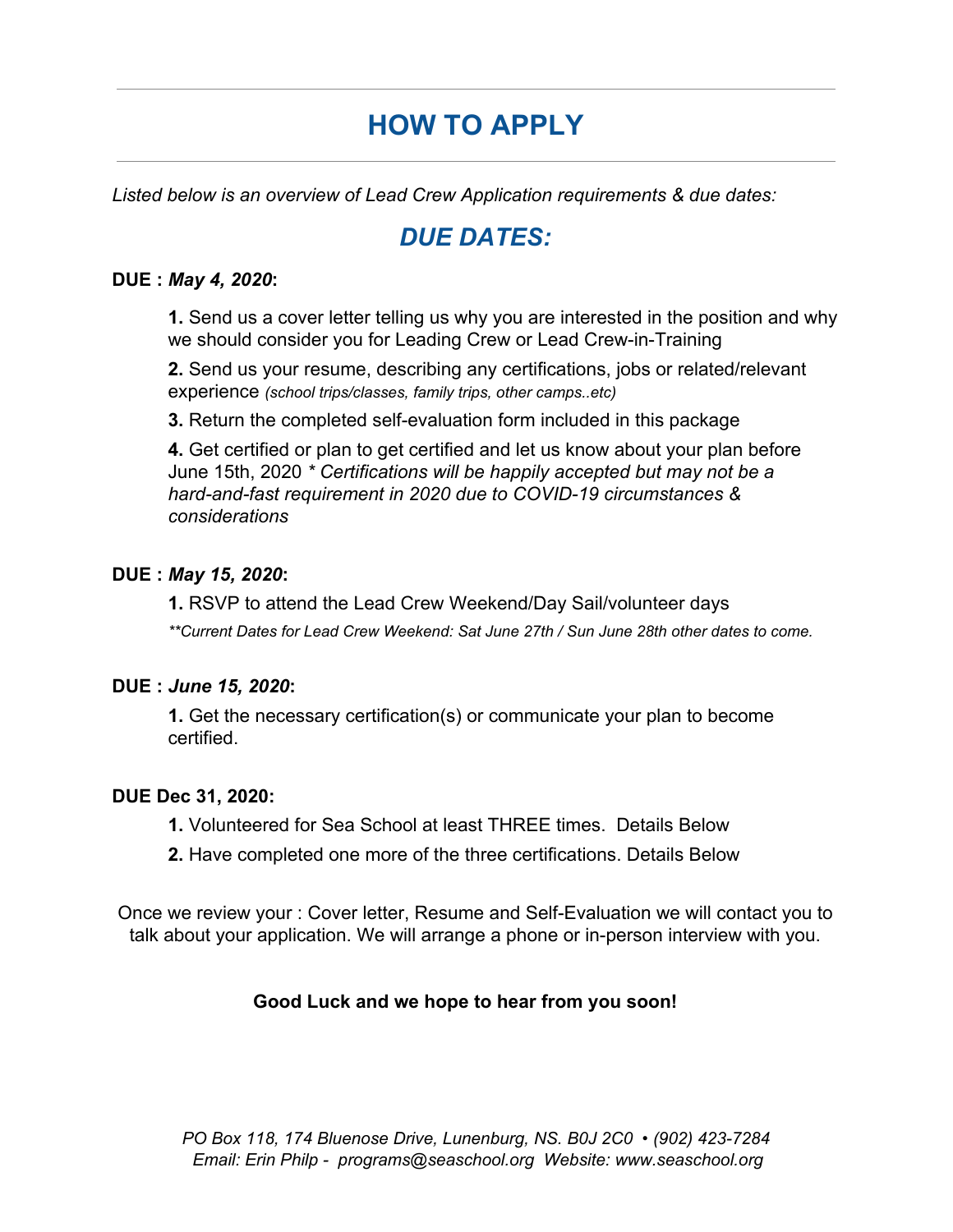# HOW TO APPLY

*Listed below is an overview of Lead Crew Application requirements & due dates:*

## *DUE DATES:*

**DUE :** ***May 4, 2020*****:**

**1.** Send us a cover letter telling us why you are interested in the position and why we should consider you for Leading Crew or Lead Crew-in-Training

**2.** Send us your resume, describing any certifications, jobs or related/relevant experience *(school trips/classes, family trips, other camps..etc)*

**3.** Return the completed self-evaluation form included in this package

**4.** Get certified or plan to get certified and let us know about your plan before June 15th, 2020 ** Certifications will be happily accepted but may not be a hard-and-fast requirement in 2020 due to COVID-19 circumstances & considerations*

**DUE :** ***May 15, 2020*****:**

**1.** RSVP to attend the Lead Crew Weekend/Day Sail/volunteer days

*\*\*Current Dates for Lead Crew Weekend: Sat June 27th / Sun June 28th other dates to come.*

**DUE :** ***June 15, 2020*****:**

**1.** Get the necessary certification(s) or communicate your plan to become certified.

**DUE Dec 31, 2020:**

**1.** Volunteered for Sea School at least THREE times. Details Below

**2.** Have completed one more of the three certifications. Details Below

Once we review your : Cover letter, Resume and Self-Evaluation we will contact you to talk about your application. We will arrange a phone or in-person interview with you.

**Good Luck and we hope to hear from you soon!**

*PO Box 118, 174 Bluenose Drive, Lunenburg, NS. B0J 2C0 • (902) 423-7284*
*Email: Erin Philp - programs@seaschool.org Website: www.seaschool.org*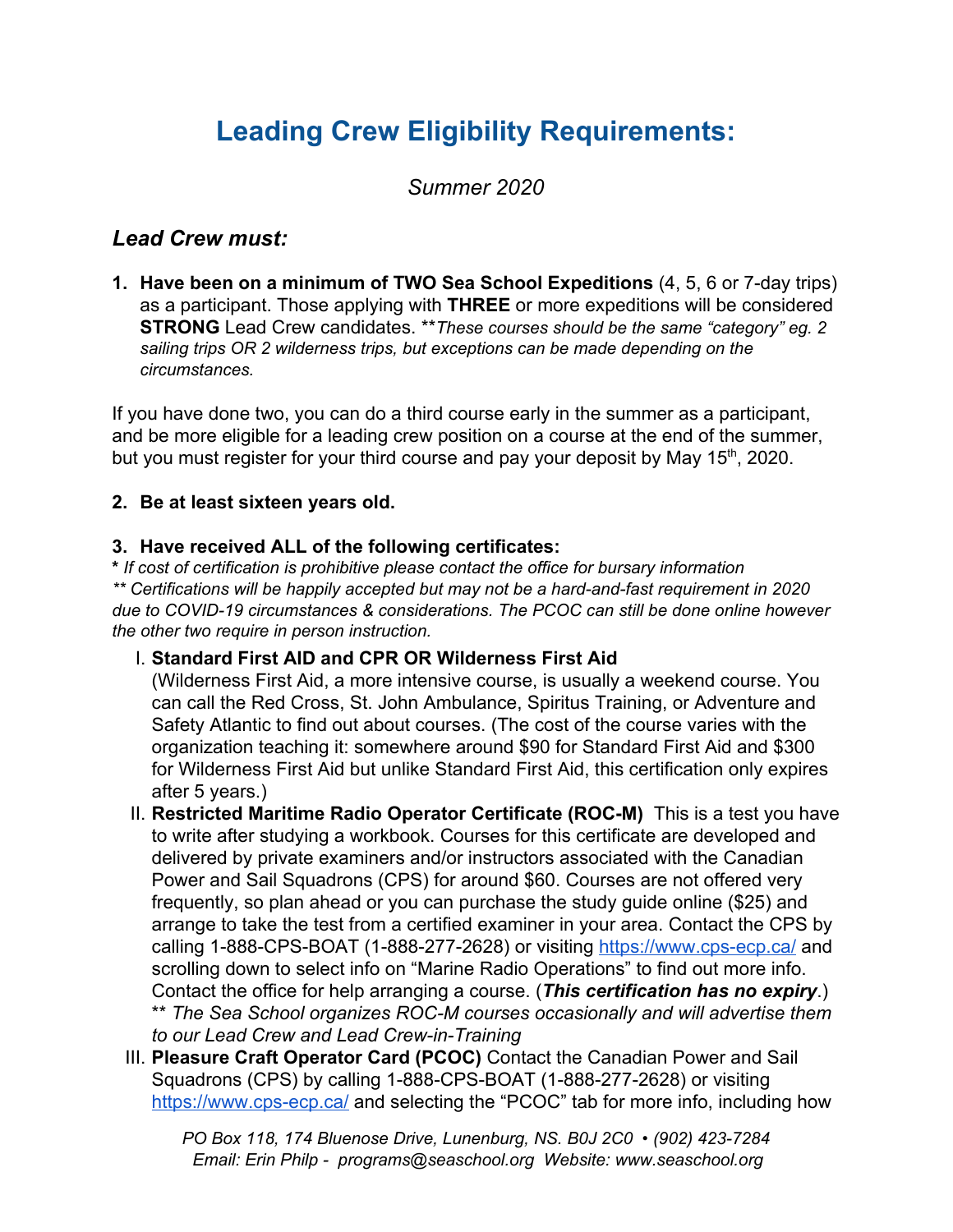# Leading Crew Eligibility Requirements:

*Summer 2020*

## *Lead Crew must:*

1. **Have been on a minimum of TWO Sea School Expeditions** (4, 5, 6 or 7-day trips) as a participant. Those applying with **THREE** or more expeditions will be considered **STRONG** Lead Crew candidates. ***These courses should be the same "category" eg. 2 sailing trips OR 2 wilderness trips, but exceptions can be made depending on the circumstances.*

If you have done two, you can do a third course early in the summer as a participant, and be more eligible for a leading crew position on a course at the end of the summer, but you must register for your third course and pay your deposit by May 15th, 2020.

2. **Be at least sixteen years old.**

3. **Have received ALL of the following certificates:**

**\*** *If cost of certification is prohibitive please contact the office for bursary information*
*\*\* Certifications will be happily accepted but may not be a hard-and-fast requirement in 2020 due to COVID-19 circumstances & considerations. The PCOC can still be done online however the other two require in person instruction.*

   I. **Standard First AID and CPR OR Wilderness First Aid** (Wilderness First Aid, a more intensive course, is usually a weekend course. You can call the Red Cross, St. John Ambulance, Spiritus Training, or Adventure and Safety Atlantic to find out about courses. (The cost of the course varies with the organization teaching it: somewhere around $90 for Standard First Aid and $300 for Wilderness First Aid but unlike Standard First Aid, this certification only expires after 5 years.)

   II. **Restricted Maritime Radio Operator Certificate (ROC-M)** This is a test you have to write after studying a workbook. Courses for this certificate are developed and delivered by private examiners and/or instructors associated with the Canadian Power and Sail Squadrons (CPS) for around $60. Courses are not offered very frequently, so plan ahead or you can purchase the study guide online ($25) and arrange to take the test from a certified examiner in your area. Contact the CPS by calling 1-888-CPS-BOAT (1-888-277-2628) or visiting https://www.cps-ecp.ca/ and scrolling down to select info on "Marine Radio Operations" to find out more info. Contact the office for help arranging a course. (***This certification has no expiry***.)
   \*\* *The Sea School organizes ROC-M courses occasionally and will advertise them to our Lead Crew and Lead Crew-in-Training*

   III. **Pleasure Craft Operator Card (PCOC)** Contact the Canadian Power and Sail Squadrons (CPS) by calling 1-888-CPS-BOAT (1-888-277-2628) or visiting https://www.cps-ecp.ca/ and selecting the "PCOC" tab for more info, including how

*PO Box 118, 174 Bluenose Drive, Lunenburg, NS. B0J 2C0 • (902) 423-7284*
*Email: Erin Philp - programs@seaschool.org Website: www.seaschool.org*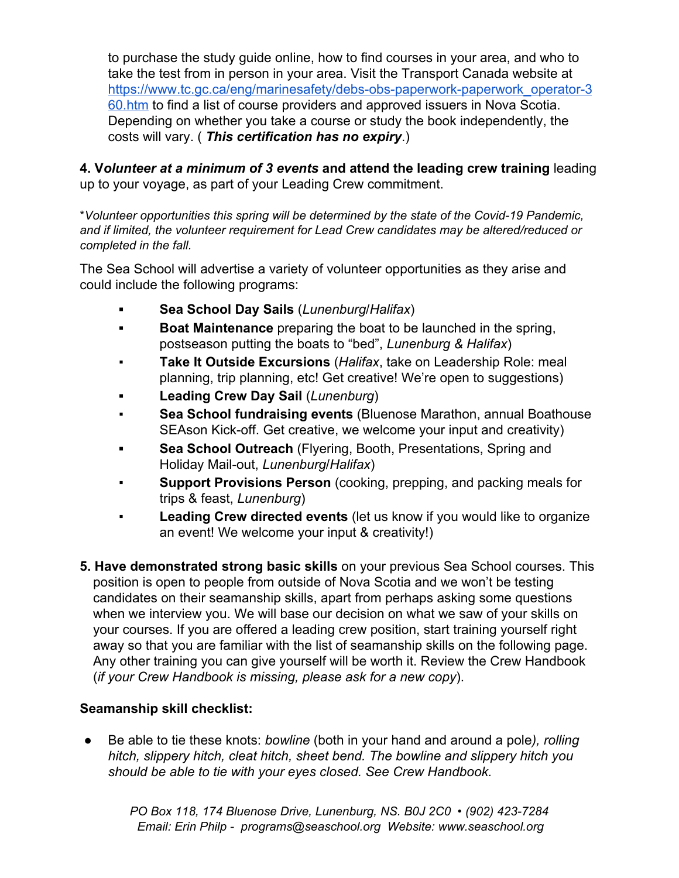to purchase the study guide online, how to find courses in your area, and who to take the test from in person in your area. Visit the Transport Canada website at [https://www.tc.gc.ca/eng/marinesafety/debs-obs-paperwork-paperwork_operator-360.htm](https://www.tc.gc.ca/eng/marinesafety/debs-obs-paperwork-paperwork_operator-360.htm) to find a list of course providers and approved issuers in Nova Scotia. Depending on whether you take a course or study the book independently, the costs will vary. ( ***This certification has no expiry***.)

**4. V*olunteer at a minimum of 3 events* and attend the leading crew training** leading up to your voyage, as part of your Leading Crew commitment.

*\*Volunteer opportunities this spring will be determined by the state of the Covid-19 Pandemic, and if limited, the volunteer requirement for Lead Crew candidates may be altered/reduced or completed in the fall.*

The Sea School will advertise a variety of volunteer opportunities as they arise and could include the following programs:

- **Sea School Day Sails** (*Lunenburg*/*Halifax*)
- **Boat Maintenance** preparing the boat to be launched in the spring, postseason putting the boats to "bed", *Lunenburg & Halifax*)
- **Take It Outside Excursions** (*Halifax*, take on Leadership Role: meal planning, trip planning, etc! Get creative! We're open to suggestions)
- **Leading Crew Day Sail** (*Lunenburg*)
- **Sea School fundraising events** (Bluenose Marathon, annual Boathouse SEAson Kick-off. Get creative, we welcome your input and creativity)
- **Sea School Outreach** (Flyering, Booth, Presentations, Spring and Holiday Mail-out, *Lunenburg*/*Halifax*)
- **Support Provisions Person** (cooking, prepping, and packing meals for trips & feast, *Lunenburg*)
- **Leading Crew directed events** (let us know if you would like to organize an event! We welcome your input & creativity!)

**5. Have demonstrated strong basic skills** on your previous Sea School courses. This position is open to people from outside of Nova Scotia and we won't be testing candidates on their seamanship skills, apart from perhaps asking some questions when we interview you. We will base our decision on what we saw of your skills on your courses. If you are offered a leading crew position, start training yourself right away so that you are familiar with the list of seamanship skills on the following page. Any other training you can give yourself will be worth it. Review the Crew Handbook (*if your Crew Handbook is missing, please ask for a new copy*).

**Seamanship skill checklist:**

- Be able to tie these knots: *bowline* (both in your hand and around a pole*), rolling hitch, slippery hitch, cleat hitch, sheet bend. The bowline and slippery hitch you should be able to tie with your eyes closed. See Crew Handbook.*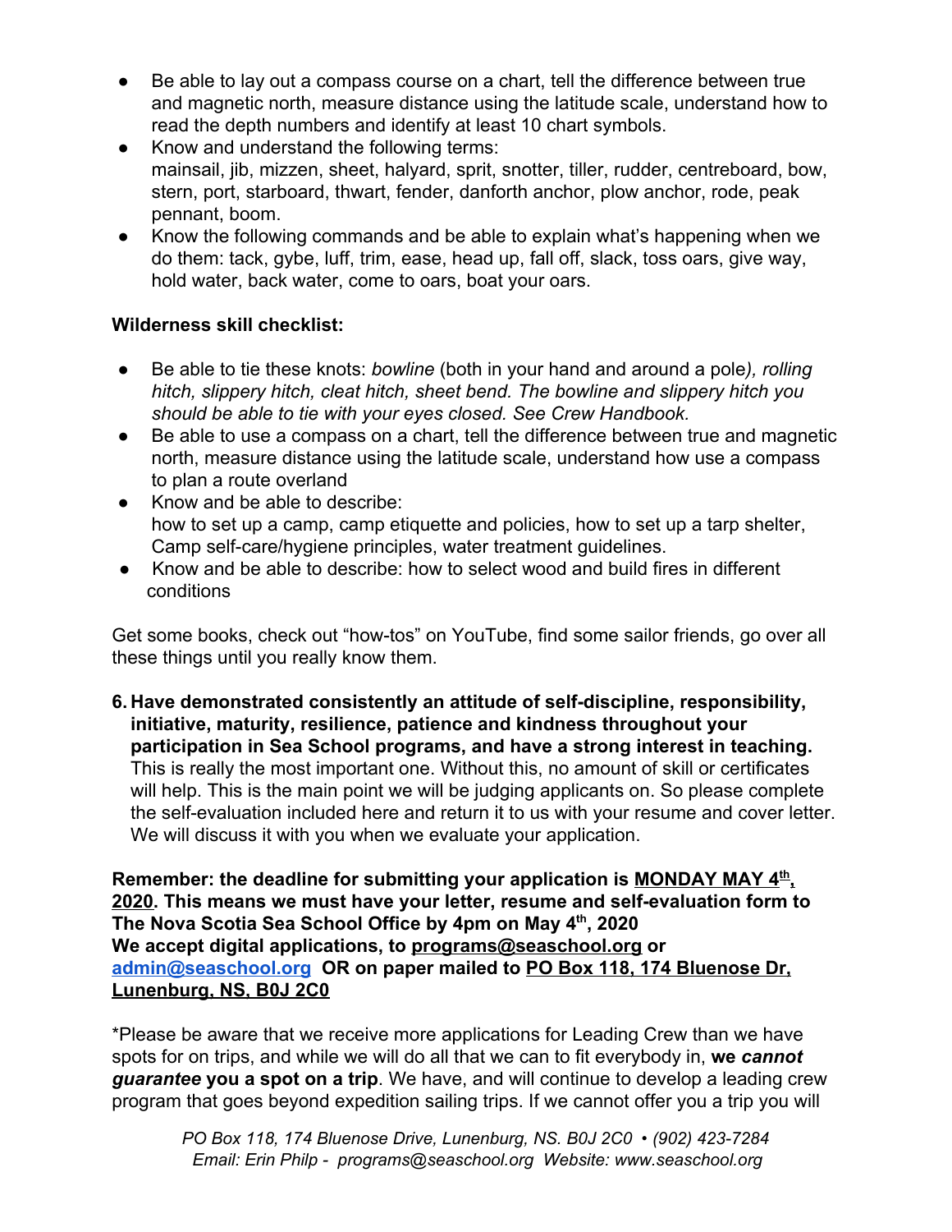- Be able to lay out a compass course on a chart, tell the difference between true and magnetic north, measure distance using the latitude scale, understand how to read the depth numbers and identify at least 10 chart symbols.
- Know and understand the following terms:
  mainsail, jib, mizzen, sheet, halyard, sprit, snotter, tiller, rudder, centreboard, bow, stern, port, starboard, thwart, fender, danforth anchor, plow anchor, rode, peak pennant, boom.
- Know the following commands and be able to explain what's happening when we do them: tack, gybe, luff, trim, ease, head up, fall off, slack, toss oars, give way, hold water, back water, come to oars, boat your oars.

**Wilderness skill checklist:**

- Be able to tie these knots: *bowline* (both in your hand and around a pole*), rolling hitch, slippery hitch, cleat hitch, sheet bend. The bowline and slippery hitch you should be able to tie with your eyes closed. See Crew Handbook.*
- Be able to use a compass on a chart, tell the difference between true and magnetic north, measure distance using the latitude scale, understand how use a compass to plan a route overland
- Know and be able to describe:
  how to set up a camp, camp etiquette and policies, how to set up a tarp shelter, Camp self-care/hygiene principles, water treatment guidelines.
- Know and be able to describe: how to select wood and build fires in different conditions

Get some books, check out "how-tos" on YouTube, find some sailor friends, go over all these things until you really know them.

6. **Have demonstrated consistently an attitude of self-discipline, responsibility, initiative, maturity, resilience, patience and kindness throughout your participation in Sea School programs, and have a strong interest in teaching.** This is really the most important one. Without this, no amount of skill or certificates will help. This is the main point we will be judging applicants on. So please complete the self-evaluation included here and return it to us with your resume and cover letter. We will discuss it with you when we evaluate your application.

**Remember: the deadline for submitting your application is <u>MONDAY MAY 4th, 2020</u>. This means we must have your letter, resume and self-evaluation form to The Nova Scotia Sea School Office by 4pm on May 4th, 2020**
**We accept digital applications, to <u>programs@seaschool.org</u> or <u>admin@seaschool.org</u> OR on paper mailed to <u>PO Box 118, 174 Bluenose Dr, Lunenburg, NS, B0J 2C0</u>**

*Please be aware that we receive more applications for Leading Crew than we have spots for on trips, and while we will do all that we can to fit everybody in, **we *cannot guarantee* you a spot on a trip**. We have, and will continue to develop a leading crew program that goes beyond expedition sailing trips. If we cannot offer you a trip you will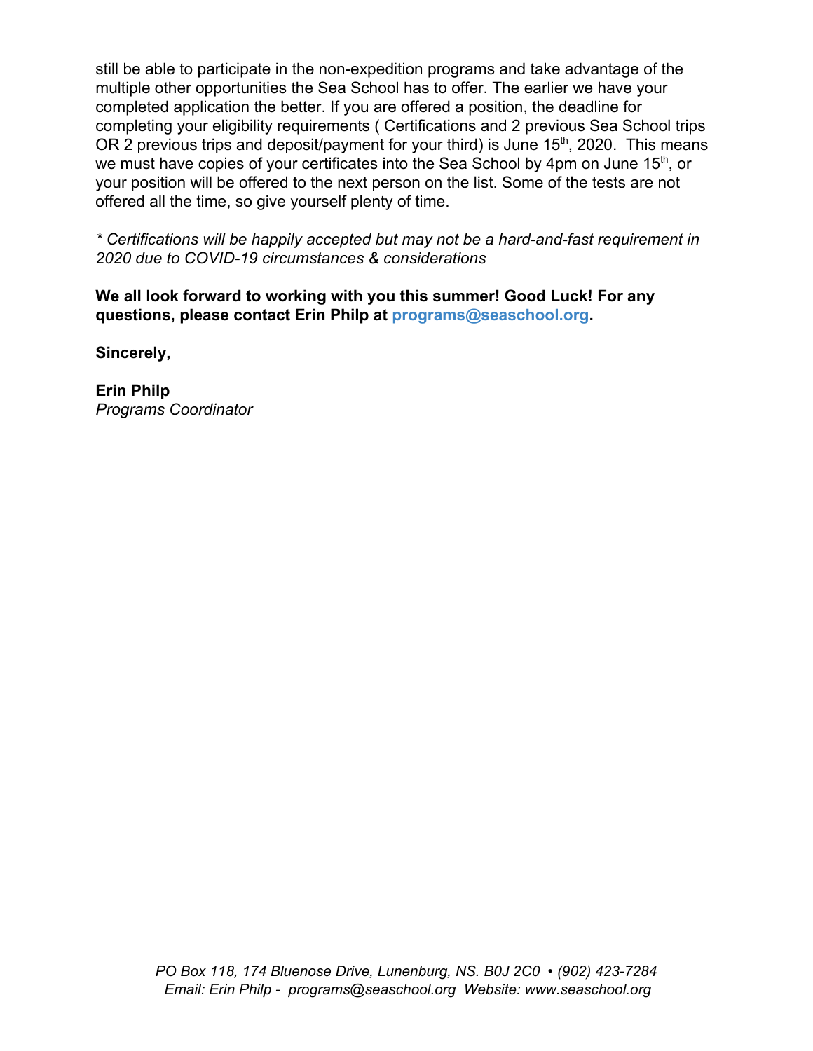still be able to participate in the non-expedition programs and take advantage of the multiple other opportunities the Sea School has to offer. The earlier we have your completed application the better. If you are offered a position, the deadline for completing your eligibility requirements ( Certifications and 2 previous Sea School trips OR 2 previous trips and deposit/payment for your third) is June 15th, 2020. This means we must have copies of your certificates into the Sea School by 4pm on June 15th, or your position will be offered to the next person on the list. Some of the tests are not offered all the time, so give yourself plenty of time.

*\* Certifications will be happily accepted but may not be a hard-and-fast requirement in 2020 due to COVID-19 circumstances & considerations*

**We all look forward to working with you this summer! Good Luck! For any questions, please contact Erin Philp at programs@seaschool.org.**

**Sincerely,**

**Erin Philp**
*Programs Coordinator*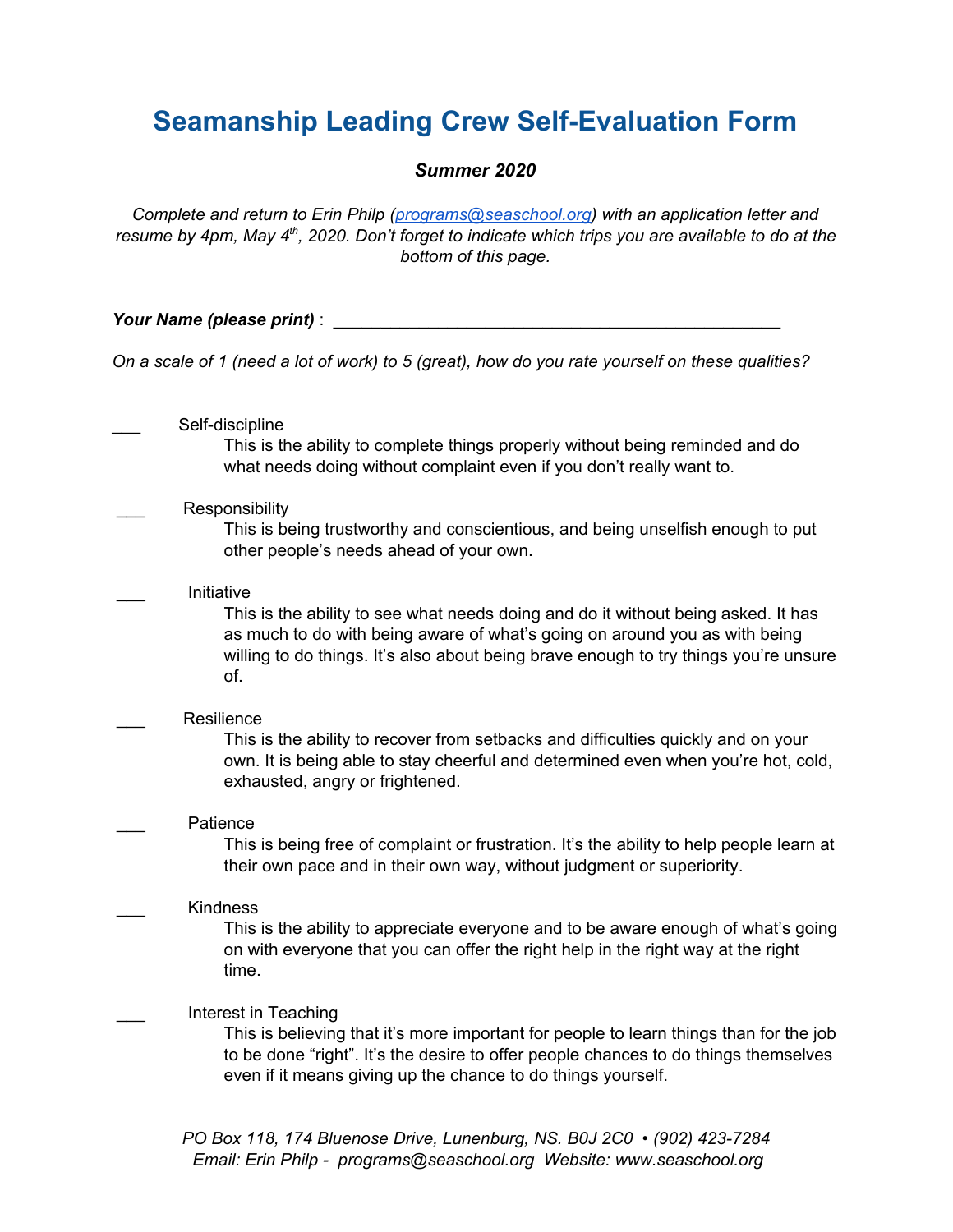# Seamanship Leading Crew Self-Evaluation Form

***Summer 2020***

*Complete and return to Erin Philp (programs@seaschool.org) with an application letter and resume by 4pm, May 4th, 2020. Don't forget to indicate which trips you are available to do at the bottom of this page.*

***Your Name (please print)*** : ________________________________________________

*On a scale of 1 (need a lot of work) to 5 (great), how do you rate yourself on these qualities?*

___ Self-discipline
This is the ability to complete things properly without being reminded and do what needs doing without complaint even if you don't really want to.

___ Responsibility
This is being trustworthy and conscientious, and being unselfish enough to put other people's needs ahead of your own.

___ Initiative
This is the ability to see what needs doing and do it without being asked. It has as much to do with being aware of what's going on around you as with being willing to do things. It's also about being brave enough to try things you're unsure of.

___ Resilience
This is the ability to recover from setbacks and difficulties quickly and on your own. It is being able to stay cheerful and determined even when you're hot, cold, exhausted, angry or frightened.

___ Patience
This is being free of complaint or frustration. It's the ability to help people learn at their own pace and in their own way, without judgment or superiority.

___ Kindness
This is the ability to appreciate everyone and to be aware enough of what's going on with everyone that you can offer the right help in the right way at the right time.

___ Interest in Teaching
This is believing that it's more important for people to learn things than for the job to be done "right". It's the desire to offer people chances to do things themselves even if it means giving up the chance to do things yourself.

*PO Box 118, 174 Bluenose Drive, Lunenburg, NS. B0J 2C0 • (902) 423-7284*
*Email: Erin Philp - programs@seaschool.org Website: www.seaschool.org*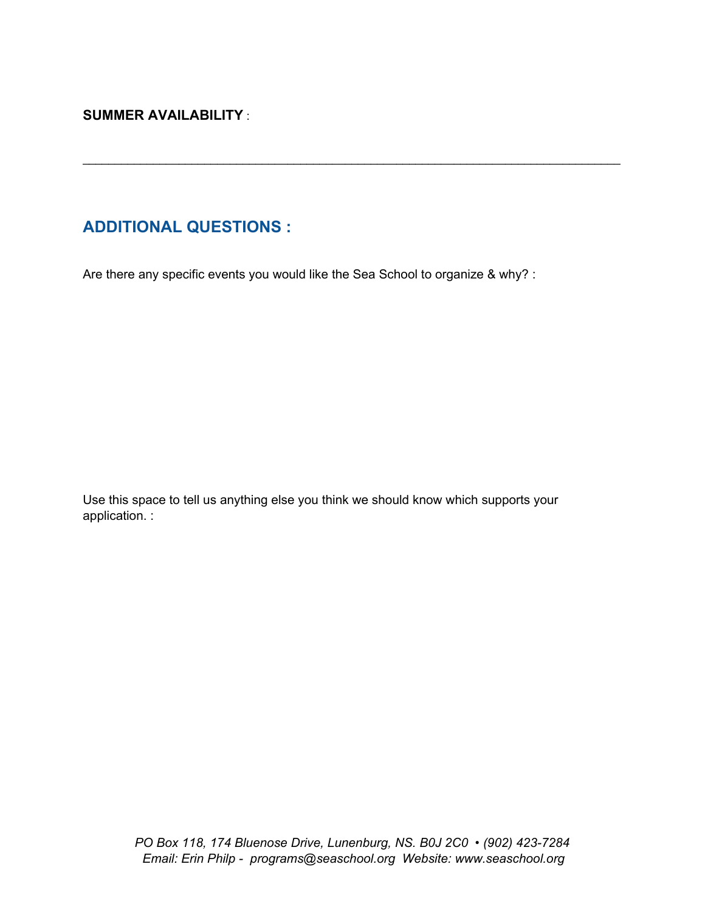**SUMMER AVAILABILITY** :

________________________________________________________________________________

## ADDITIONAL QUESTIONS :

Are there any specific events you would like the Sea School to organize & why? :

Use this space to tell us anything else you think we should know which supports your application. :

*PO Box 118, 174 Bluenose Drive, Lunenburg, NS. B0J 2C0 • (902) 423-7284*
*Email: Erin Philp - programs@seaschool.org Website: www.seaschool.org*